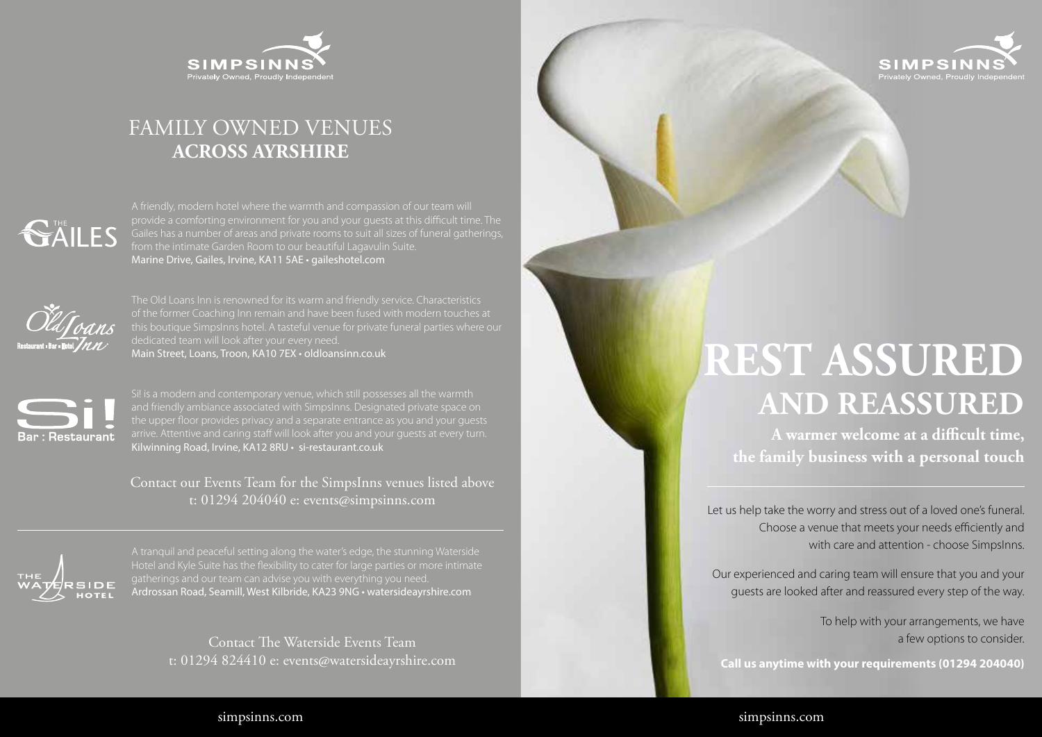SIMPSINNS
Privately Owned, Proudly Independent

# FAMILY OWNED VENUES
## ACROSS AYRSHIRE

**THE GAILES**

A friendly, modern hotel where the warmth and compassion of our team will provide a comforting environment for you and your guests at this difficult time. The Gailes has a number of areas and private rooms to suit all sizes of funeral gatherings, from the intimate Garden Room to our beautiful Lagavulin Suite.
Marine Drive, Gailes, Irvine, KA11 5AE • gaileshotel.com

**Old Loans Inn** – Restaurant • Bar • Hotel

The Old Loans Inn is renowned for its warm and friendly service. Characteristics of the former Coaching Inn remain and have been fused with modern touches at this boutique SimpsInns hotel. A tasteful venue for private funeral parties where our dedicated team will look after your every need.
Main Street, Loans, Troon, KA10 7EX • oldloansinn.co.uk

**Si! Bar : Restaurant**

Si! is a modern and contemporary venue, which still possesses all the warmth and friendly ambiance associated with SimpsInns. Designated private space on the upper floor provides privacy and a separate entrance as you and your guests arrive. Attentive and caring staff will look after you and your guests at every turn.
Kilwinning Road, Irvine, KA12 8RU • si-restaurant.co.uk

Contact our Events Team for the SimpsInns venues listed above
t: 01294 204040 e: events@simpsinns.com

---

**THE WATERSIDE HOTEL**

A tranquil and peaceful setting along the water's edge, the stunning Waterside Hotel and Kyle Suite has the flexibility to cater for large parties or more intimate gatherings and our team can advise you with everything you need.
Ardrossan Road, Seamill, West Kilbride, KA23 9NG • watersideayrshire.com

Contact The Waterside Events Team
t: 01294 824410 e: events@watersideayrshire.com

simpsinns.com

SIMPSINNS
Privately Owned, Proudly Independent

# REST ASSURED
## AND REASSURED

**A warmer welcome at a difficult time, the family business with a personal touch**

---

Let us help take the worry and stress out of a loved one's funeral. Choose a venue that meets your needs efficiently and with care and attention - choose SimpsInns.

Our experienced and caring team will ensure that you and your guests are looked after and reassured every step of the way.

To help with your arrangements, we have a few options to consider.

**Call us anytime with your requirements (01294 204040)**

simpsinns.com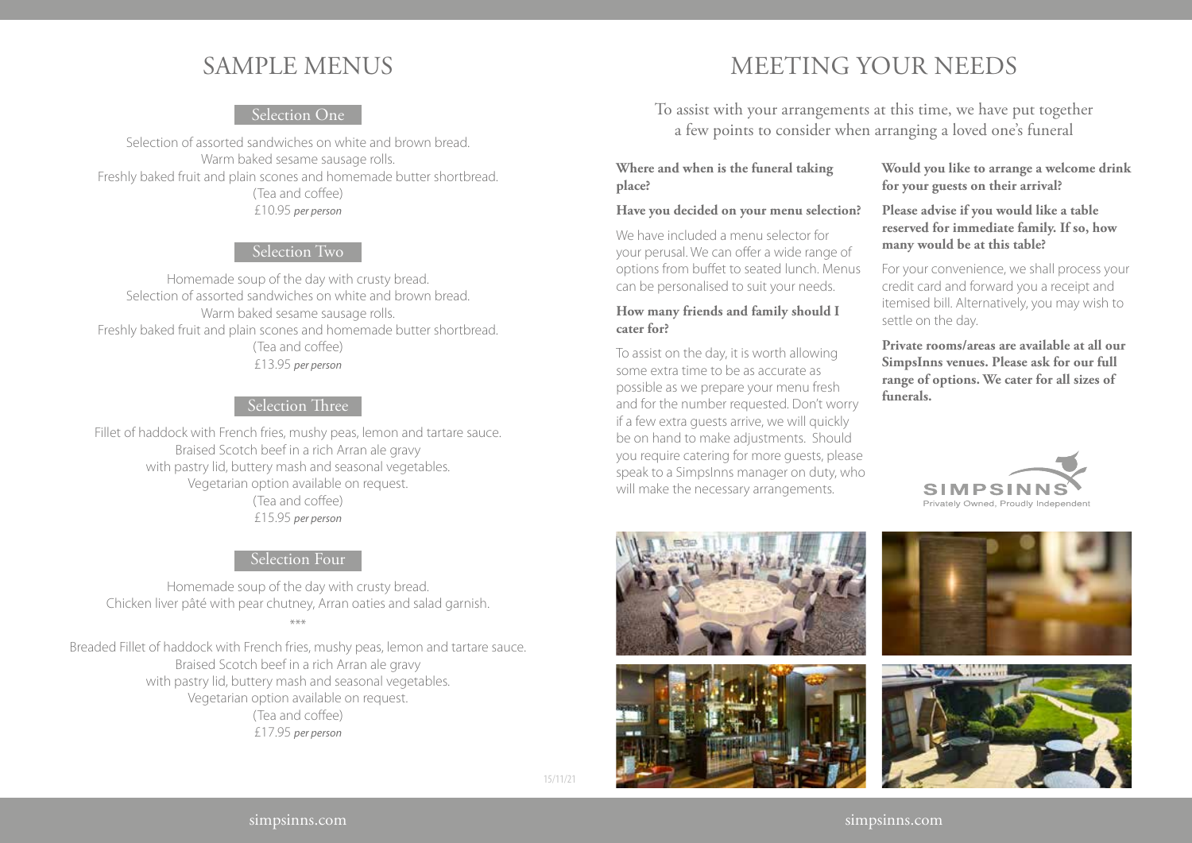# SAMPLE MENUS

## Selection One

Selection of assorted sandwiches on white and brown bread.
Warm baked sesame sausage rolls.
Freshly baked fruit and plain scones and homemade butter shortbread.
(Tea and coffee)
£10.95 *per person*

## Selection Two

Homemade soup of the day with crusty bread.
Selection of assorted sandwiches on white and brown bread.
Warm baked sesame sausage rolls.
Freshly baked fruit and plain scones and homemade butter shortbread.
(Tea and coffee)
£13.95 *per person*

## Selection Three

Fillet of haddock with French fries, mushy peas, lemon and tartare sauce.
Braised Scotch beef in a rich Arran ale gravy
with pastry lid, buttery mash and seasonal vegetables.
Vegetarian option available on request.
(Tea and coffee)
£15.95 *per person*

## Selection Four

Homemade soup of the day with crusty bread.
Chicken liver pâté with pear chutney, Arran oaties and salad garnish.

***

Breaded Fillet of haddock with French fries, mushy peas, lemon and tartare sauce.
Braised Scotch beef in a rich Arran ale gravy
with pastry lid, buttery mash and seasonal vegetables.
Vegetarian option available on request.
(Tea and coffee)
£17.95 *per person*

15/11/21

# MEETING YOUR NEEDS

To assist with your arrangements at this time, we have put together a few points to consider when arranging a loved one's funeral

**Where and when is the funeral taking place?**

**Have you decided on your menu selection?**

We have included a menu selector for your perusal. We can offer a wide range of options from buffet to seated lunch. Menus can be personalised to suit your needs.

**How many friends and family should I cater for?**

To assist on the day, it is worth allowing some extra time to be as accurate as possible as we prepare your menu fresh and for the number requested. Don't worry if a few extra guests arrive, we will quickly be on hand to make adjustments. Should you require catering for more guests, please speak to a SimpsInns manager on duty, who will make the necessary arrangements.

**Would you like to arrange a welcome drink for your guests on their arrival?**

**Please advise if you would like a table reserved for immediate family. If so, how many would be at this table?**

For your convenience, we shall process your credit card and forward you a receipt and itemised bill. Alternatively, you may wish to settle on the day.

**Private rooms/areas are available at all our SimpsInns venues. Please ask for our full range of options. We cater for all sizes of funerals.**

SIMPSINNS
Privately Owned, Proudly Independent

simpsinns.com